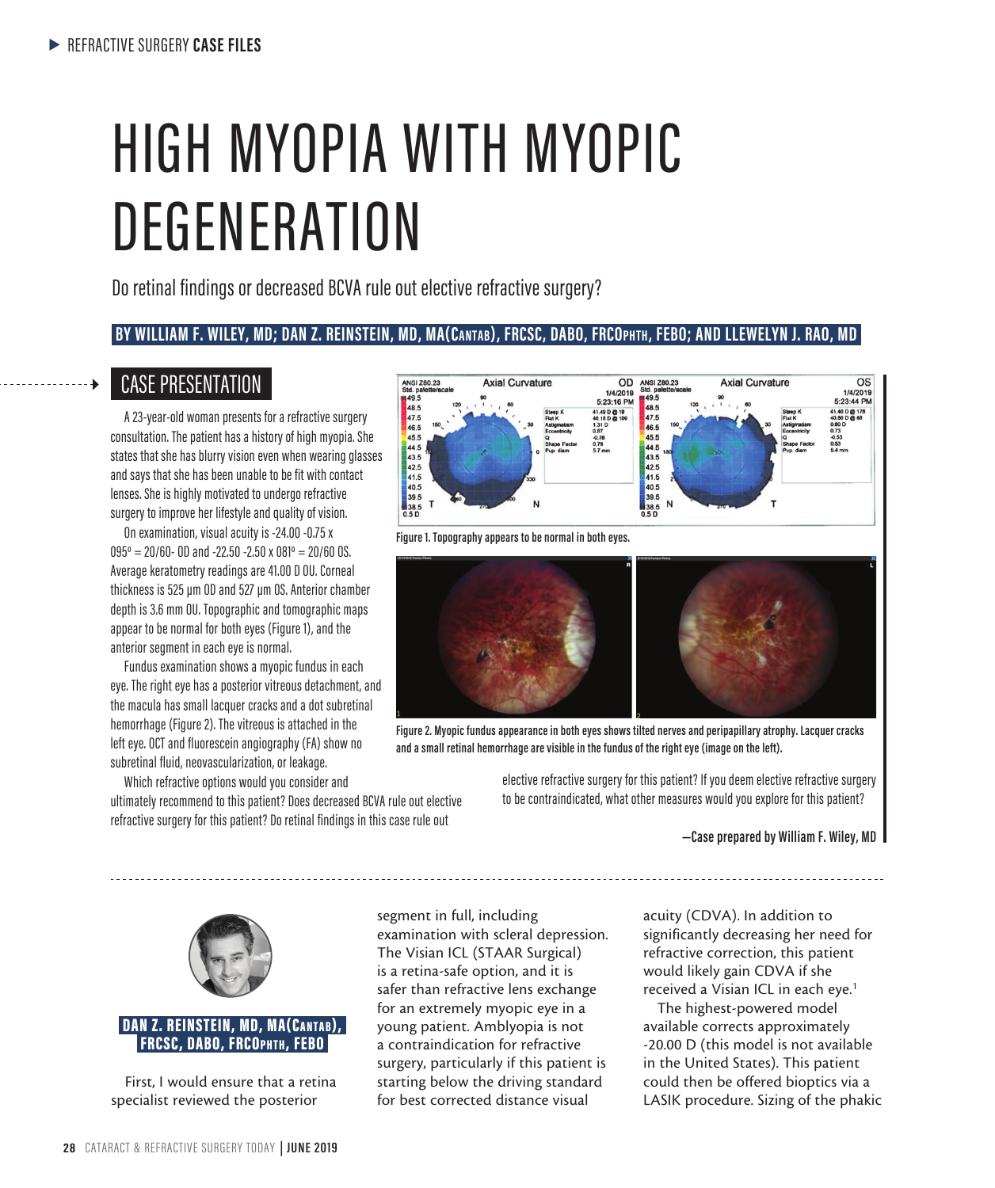# HIGH MYOPIA WITH MYOPIC DEGENERATION

Do retinal findings or decreased BCVA rule out elective refractive surgery?

**BY WILLIAM F. WILEY, MD; DAN Z. REINSTEIN, MD, MA(CANTAB), FRCSC, DABO, FRCOPHTH, FEBO; AND LLEWELYN J. RAO, MD**

## CASE PRESENTATION

A 23-year-old woman presents for a refractive surgery consultation. The patient has a history of high myopia. She states that she has blurry vision even when wearing glasses and says that she has been unable to be fit with contact lenses. She is highly motivated to undergo refractive surgery to improve her lifestyle and quality of vision.

On examination, visual acuity is -24.00 -0.75 x 095° = 20/60- OD and -22.50 -2.50 x 081° = 20/60 OS. Average keratometry readings are 41.00 D OU. Corneal thickness is 525 µm OD and 527 µm OS. Anterior chamber depth is 3.6 mm OU. Topographic and tomographic maps appear to be normal for both eyes (Figure 1), and the anterior segment in each eye is normal.

Fundus examination shows a myopic fundus in each eye. The right eye has a posterior vitreous detachment, and the macula has small lacquer cracks and a dot subretinal hemorrhage (Figure 2). The vitreous is attached in the left eye. OCT and fluorescein angiography (FA) show no subretinal fluid, neovascularization, or leakage.

Which refractive options would you consider and ultimately recommend to this patient? Does decreased BCVA rule out elective refractive surgery for this patient? Do retinal findings in this case rule out elective refractive surgery for this patient? If you deem elective refractive surgery to be contraindicated, what other measures would you explore for this patient?

**—Case prepared by William F. Wiley, MD**

Figure 1. Topography appears to be normal in both eyes.

Figure 2. Myopic fundus appearance in both eyes shows tilted nerves and peripapillary atrophy. Lacquer cracks and a small retinal hemorrhage are visible in the fundus of the right eye (image on the left).

**DAN Z. REINSTEIN, MD, MA(CANTAB), FRCSC, DABO, FRCOPHTH, FEBO**

First, I would ensure that a retina specialist reviewed the posterior segment in full, including examination with scleral depression. The Visian ICL (STAAR Surgical) is a retina-safe option, and it is safer than refractive lens exchange for an extremely myopic eye in a young patient. Amblyopia is not a contraindication for refractive surgery, particularly if this patient is starting below the driving standard for best corrected distance visual acuity (CDVA). In addition to significantly decreasing her need for refractive correction, this patient would likely gain CDVA if she received a Visian ICL in each eye.[1]

The highest-powered model available corrects approximately -20.00 D (this model is not available in the United States). This patient could then be offered bioptics via a LASIK procedure. Sizing of the phakic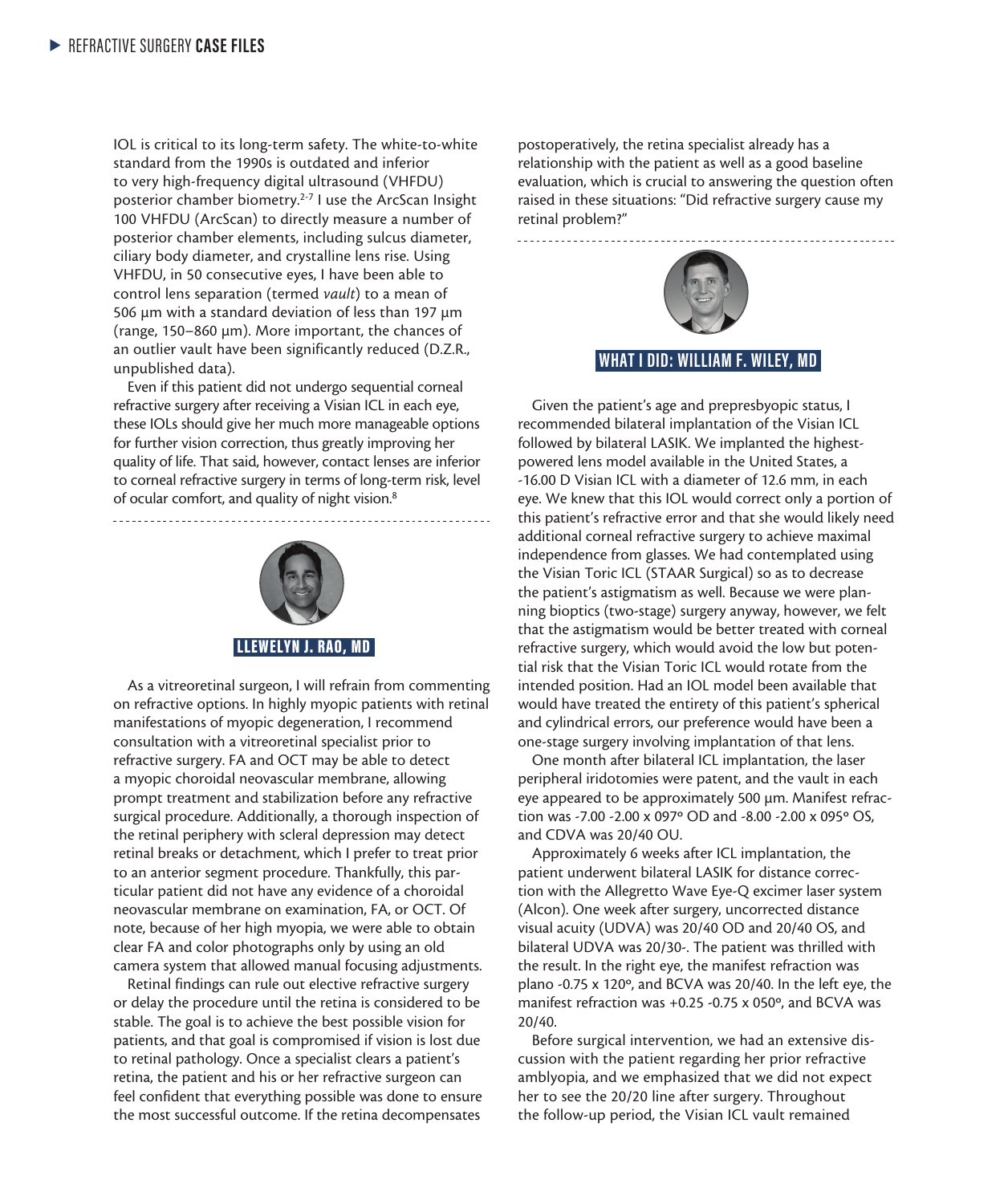IOL is critical to its long-term safety. The white-to-white standard from the 1990s is outdated and inferior to very high-frequency digital ultrasound (VHFDU) posterior chamber biometry.[2-7] I use the ArcScan Insight 100 VHFDU (ArcScan) to directly measure a number of posterior chamber elements, including sulcus diameter, ciliary body diameter, and crystalline lens rise. Using VHFDU, in 50 consecutive eyes, I have been able to control lens separation (termed *vault*) to a mean of 506 µm with a standard deviation of less than 197 µm (range, 150–860 µm). More important, the chances of an outlier vault have been significantly reduced (D.Z.R., unpublished data).

Even if this patient did not undergo sequential corneal refractive surgery after receiving a Visian ICL in each eye, these IOLs should give her much more manageable options for further vision correction, thus greatly improving her quality of life. That said, however, contact lenses are inferior to corneal refractive surgery in terms of long-term risk, level of ocular comfort, and quality of night vision.[8]

## LLEWELYN J. RAO, MD

As a vitreoretinal surgeon, I will refrain from commenting on refractive options. In highly myopic patients with retinal manifestations of myopic degeneration, I recommend consultation with a vitreoretinal specialist prior to refractive surgery. FA and OCT may be able to detect a myopic choroidal neovascular membrane, allowing prompt treatment and stabilization before any refractive surgical procedure. Additionally, a thorough inspection of the retinal periphery with scleral depression may detect retinal breaks or detachment, which I prefer to treat prior to an anterior segment procedure. Thankfully, this particular patient did not have any evidence of a choroidal neovascular membrane on examination, FA, or OCT. Of note, because of her high myopia, we were able to obtain clear FA and color photographs only by using an old camera system that allowed manual focusing adjustments.

Retinal findings can rule out elective refractive surgery or delay the procedure until the retina is considered to be stable. The goal is to achieve the best possible vision for patients, and that goal is compromised if vision is lost due to retinal pathology. Once a specialist clears a patient's retina, the patient and his or her refractive surgeon can feel confident that everything possible was done to ensure the most successful outcome. If the retina decompensates postoperatively, the retina specialist already has a relationship with the patient as well as a good baseline evaluation, which is crucial to answering the question often raised in these situations: "Did refractive surgery cause my retinal problem?"

## WHAT I DID: WILLIAM F. WILEY, MD

Given the patient's age and prepresbyopic status, I recommended bilateral implantation of the Visian ICL followed by bilateral LASIK. We implanted the highest-powered lens model available in the United States, a -16.00 D Visian ICL with a diameter of 12.6 mm, in each eye. We knew that this IOL would correct only a portion of this patient's refractive error and that she would likely need additional corneal refractive surgery to achieve maximal independence from glasses. We had contemplated using the Visian Toric ICL (STAAR Surgical) so as to decrease the patient's astigmatism as well. Because we were planning bioptics (two-stage) surgery anyway, however, we felt that the astigmatism would be better treated with corneal refractive surgery, which would avoid the low but potential risk that the Visian Toric ICL would rotate from the intended position. Had an IOL model been available that would have treated the entirety of this patient's spherical and cylindrical errors, our preference would have been a one-stage surgery involving implantation of that lens.

One month after bilateral ICL implantation, the laser peripheral iridotomies were patent, and the vault in each eye appeared to be approximately 500 µm. Manifest refraction was -7.00 -2.00 x 097° OD and -8.00 -2.00 x 095° OS, and CDVA was 20/40 OU.

Approximately 6 weeks after ICL implantation, the patient underwent bilateral LASIK for distance correction with the Allegretto Wave Eye-Q excimer laser system (Alcon). One week after surgery, uncorrected distance visual acuity (UDVA) was 20/40 OD and 20/40 OS, and bilateral UDVA was 20/30-. The patient was thrilled with the result. In the right eye, the manifest refraction was plano -0.75 x 120°, and BCVA was 20/40. In the left eye, the manifest refraction was +0.25 -0.75 x 050°, and BCVA was 20/40.

Before surgical intervention, we had an extensive discussion with the patient regarding her prior refractive amblyopia, and we emphasized that we did not expect her to see the 20/20 line after surgery. Throughout the follow-up period, the Visian ICL vault remained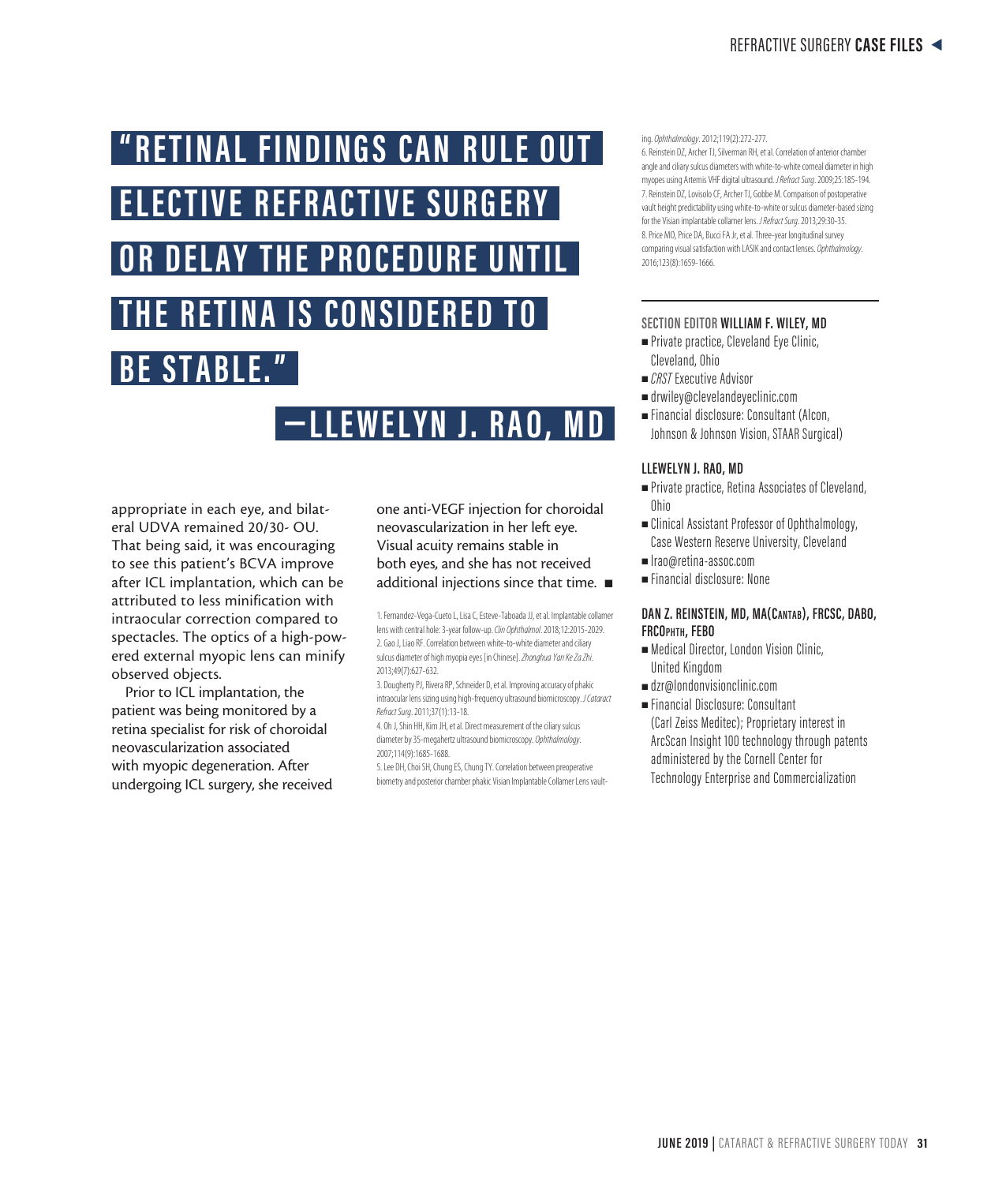> **"RETINAL FINDINGS CAN RULE OUT ELECTIVE REFRACTIVE SURGERY OR DELAY THE PROCEDURE UNTIL THE RETINA IS CONSIDERED TO BE STABLE."**
>
> **—LLEWELYN J. RAO, MD**

appropriate in each eye, and bilateral UDVA remained 20/30- OU. That being said, it was encouraging to see this patient's BCVA improve after ICL implantation, which can be attributed to less minification with intraocular correction compared to spectacles. The optics of a high-powered external myopic lens can minify observed objects.

Prior to ICL implantation, the patient was being monitored by a retina specialist for risk of choroidal neovascularization associated with myopic degeneration. After undergoing ICL surgery, she received one anti-VEGF injection for choroidal neovascularization in her left eye. Visual acuity remains stable in both eyes, and she has not received additional injections since that time. ■

1. Fernandez-Vega-Cueto L, Lisa C, Esteve-Taboada JJ, et al. Implantable collamer lens with central hole: 3-year follow-up. *Clin Ophthalmol*. 2018;12:2015-2029.
2. Gao J, Liao RF. Correlation between white-to-white diameter and ciliary sulcus diameter of high myopia eyes [in Chinese]. *Zhonghua Yan Ke Za Zhi*. 2013;49(7):627-632.
3. Dougherty PJ, Rivera RP, Schneider D, et al. Improving accuracy of phakic intraocular lens sizing using high-frequency ultrasound biomicroscopy. *J Cataract Refract Surg*. 2011;37(1):13-18.
4. Oh J, Shin HH, Kim JH, et al. Direct measurement of the ciliary sulcus diameter by 35-megahertz ultrasound biomicroscopy. *Ophthalmology*. 2007;114(9):1685-1688.
5. Lee DH, Choi SH, Chung ES, Chung TY. Correlation between preoperative biometry and posterior chamber phakic Visian Implantable Collamer Lens vaulting. *Ophthalmology*. 2012;119(2):272-277.
6. Reinstein DZ, Archer TJ, Silverman RH, et al. Correlation of anterior chamber angle and ciliary sulcus diameters with white-to-white corneal diameter in high myopes using Artemis VHF digital ultrasound. *J Refract Surg*. 2009;25:185-194.
7. Reinstein DZ, Lovisolo CF, Archer TJ, Gobbe M. Comparison of postoperative vault height predictability using white-to-white or sulcus diameter-based sizing for the Visian implantable collamer lens. *J Refract Surg*. 2013;29:30-35.
8. Price MO, Price DA, Bucci FA Jr, et al. Three-year longitudinal survey comparing visual satisfaction with LASIK and contact lenses. *Ophthalmology*. 2016;123(8):1659-1666.

---

**SECTION EDITOR WILLIAM F. WILEY, MD**
- Private practice, Cleveland Eye Clinic, Cleveland, Ohio
- *CRST* Executive Advisor
- drwiley@clevelandeyeclinic.com
- Financial disclosure: Consultant (Alcon, Johnson & Johnson Vision, STAAR Surgical)

**LLEWELYN J. RAO, MD**
- Private practice, Retina Associates of Cleveland, Ohio
- Clinical Assistant Professor of Ophthalmology, Case Western Reserve University, Cleveland
- lrao@retina-assoc.com
- Financial disclosure: None

**DAN Z. REINSTEIN, MD, MA(CANTAB), FRCSC, DABO, FRCOPHTH, FEBO**
- Medical Director, London Vision Clinic, United Kingdom
- dzr@londonvisionclinic.com
- Financial Disclosure: Consultant (Carl Zeiss Meditec); Proprietary interest in ArcScan Insight 100 technology through patents administered by the Cornell Center for Technology Enterprise and Commercialization